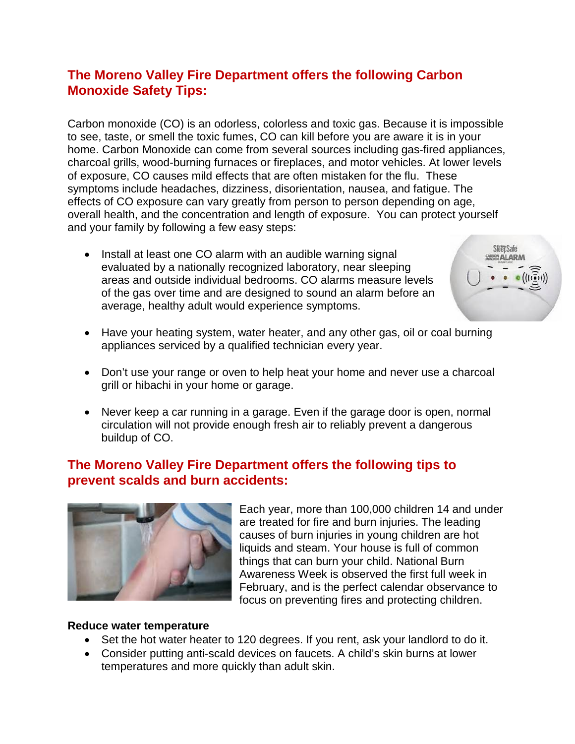## The Moreno Valley Fire Department offers the following Carbon Monoxide Safety Tips:

Carbon monoxide (CO) is an odorless, colorless and toxic gas. Because it is impossible to see, taste, or smell the toxic fumes, CO can kill before you are aware it is in your home. Carbon Monoxide can come from several sources including gas-fired appliances, charcoal grills, wood-burning furnaces or fireplaces, and motor vehicles. At lower levels of exposure, CO causes mild effects that are often mistaken for the flu. These symptoms include headaches, dizziness, disorientation, nausea, and fatigue. The effects of CO exposure can vary greatly from person to person depending on age, overall health, and the concentration and length of exposure. You can protect yourself and your family by following a few easy steps:

- Install at least one CO alarm with an audible warning signal evaluated by a nationally recognized laboratory, near sleeping areas and outside individual bedrooms. CO alarms measure levels of the gas over time and are designed to sound an alarm before an average, healthy adult would experience symptoms.
- Have your heating system, water heater, and any other gas, oil or coal burning appliances serviced by a qualified technician every year.
- Don't use your range or oven to help heat your home and never use a charcoal grill or hibachi in your home or garage.
- Never keep a car running in a garage. Even if the garage door is open, normal circulation will not provide enough fresh air to reliably prevent a dangerous buildup of CO.

## The Moreno Valley Fire Department offers the following tips to prevent scalds and burn accidents:

Each year, more than 100,000 children 14 and under are treated for fire and burn injuries. The leading causes of burn injuries in young children are hot liquids and steam. Your house is full of common things that can burn your child. National Burn Awareness Week is observed the first full week in February, and is the perfect calendar observance to focus on preventing fires and protecting children.

**Reduce water temperature**

- Set the hot water heater to 120 degrees. If you rent, ask your landlord to do it.
- Consider putting anti-scald devices on faucets. A child's skin burns at lower temperatures and more quickly than adult skin.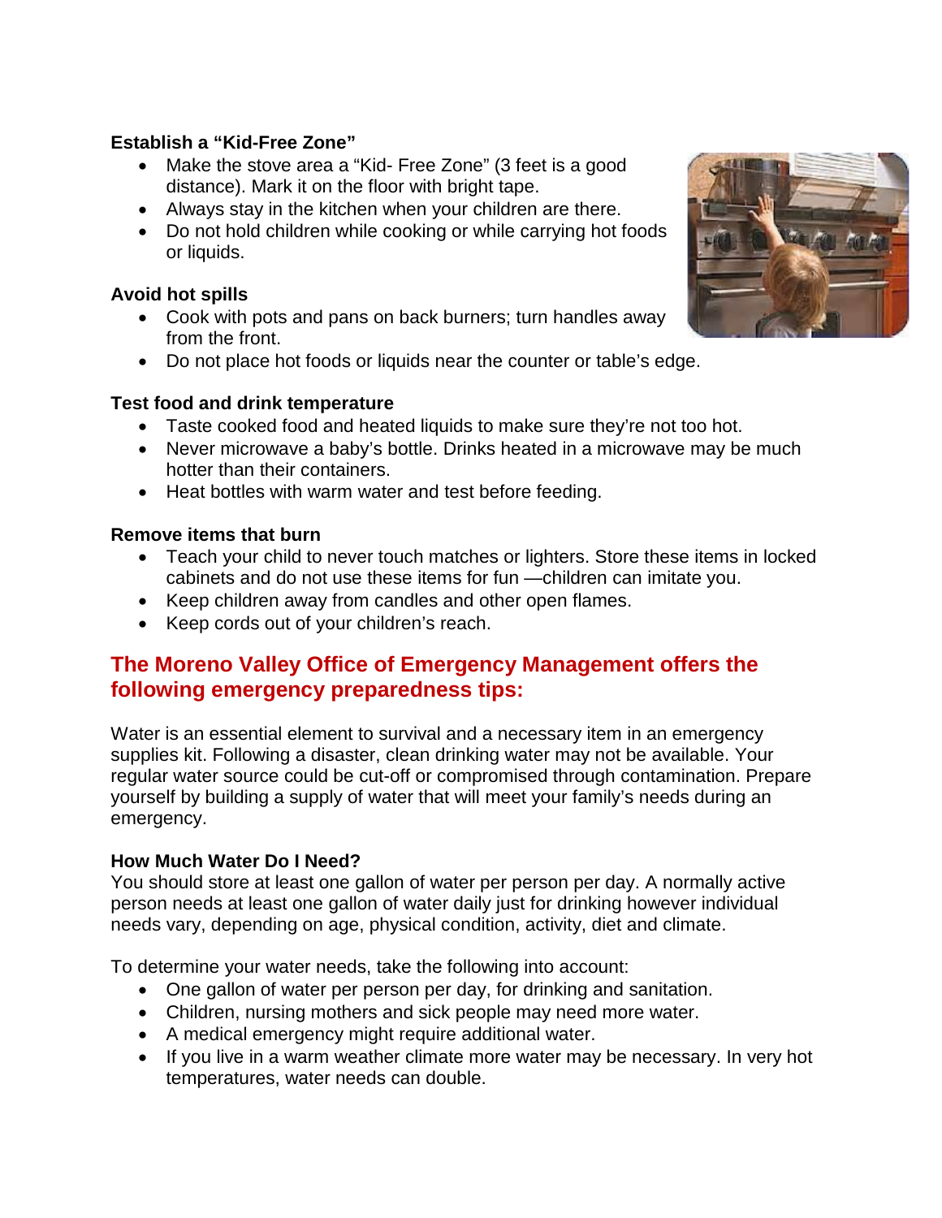**Establish a "Kid-Free Zone"**

- Make the stove area a "Kid- Free Zone" (3 feet is a good distance). Mark it on the floor with bright tape.
- Always stay in the kitchen when your children are there.
- Do not hold children while cooking or while carrying hot foods or liquids.

**Avoid hot spills**

- Cook with pots and pans on back burners; turn handles away from the front.
- Do not place hot foods or liquids near the counter or table's edge.

**Test food and drink temperature**

- Taste cooked food and heated liquids to make sure they're not too hot.
- Never microwave a baby's bottle. Drinks heated in a microwave may be much hotter than their containers.
- Heat bottles with warm water and test before feeding.

**Remove items that burn**

- Teach your child to never touch matches or lighters. Store these items in locked cabinets and do not use these items for fun —children can imitate you.
- Keep children away from candles and other open flames.
- Keep cords out of your children's reach.

## The Moreno Valley Office of Emergency Management offers the following emergency preparedness tips:

Water is an essential element to survival and a necessary item in an emergency supplies kit. Following a disaster, clean drinking water may not be available. Your regular water source could be cut-off or compromised through contamination. Prepare yourself by building a supply of water that will meet your family's needs during an emergency.

**How Much Water Do I Need?**

You should store at least one gallon of water per person per day. A normally active person needs at least one gallon of water daily just for drinking however individual needs vary, depending on age, physical condition, activity, diet and climate.

To determine your water needs, take the following into account:

- One gallon of water per person per day, for drinking and sanitation.
- Children, nursing mothers and sick people may need more water.
- A medical emergency might require additional water.
- If you live in a warm weather climate more water may be necessary. In very hot temperatures, water needs can double.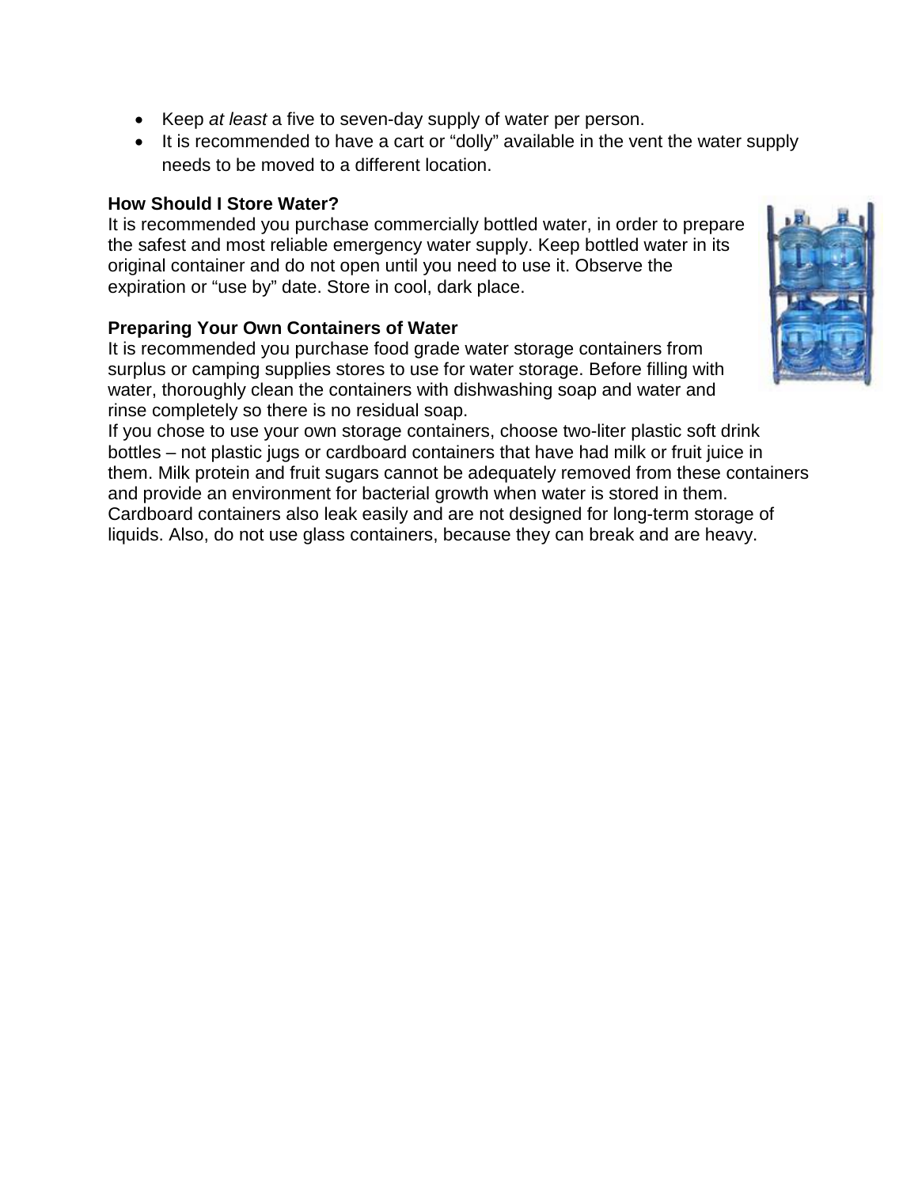- Keep *at least* a five to seven-day supply of water per person.
- It is recommended to have a cart or "dolly" available in the vent the water supply needs to be moved to a different location.

**How Should I Store Water?**
It is recommended you purchase commercially bottled water, in order to prepare the safest and most reliable emergency water supply. Keep bottled water in its original container and do not open until you need to use it. Observe the expiration or "use by" date. Store in cool, dark place.

**Preparing Your Own Containers of Water**
It is recommended you purchase food grade water storage containers from surplus or camping supplies stores to use for water storage. Before filling with water, thoroughly clean the containers with dishwashing soap and water and rinse completely so there is no residual soap.
If you chose to use your own storage containers, choose two-liter plastic soft drink bottles – not plastic jugs or cardboard containers that have had milk or fruit juice in them. Milk protein and fruit sugars cannot be adequately removed from these containers and provide an environment for bacterial growth when water is stored in them. Cardboard containers also leak easily and are not designed for long-term storage of liquids. Also, do not use glass containers, because they can break and are heavy.